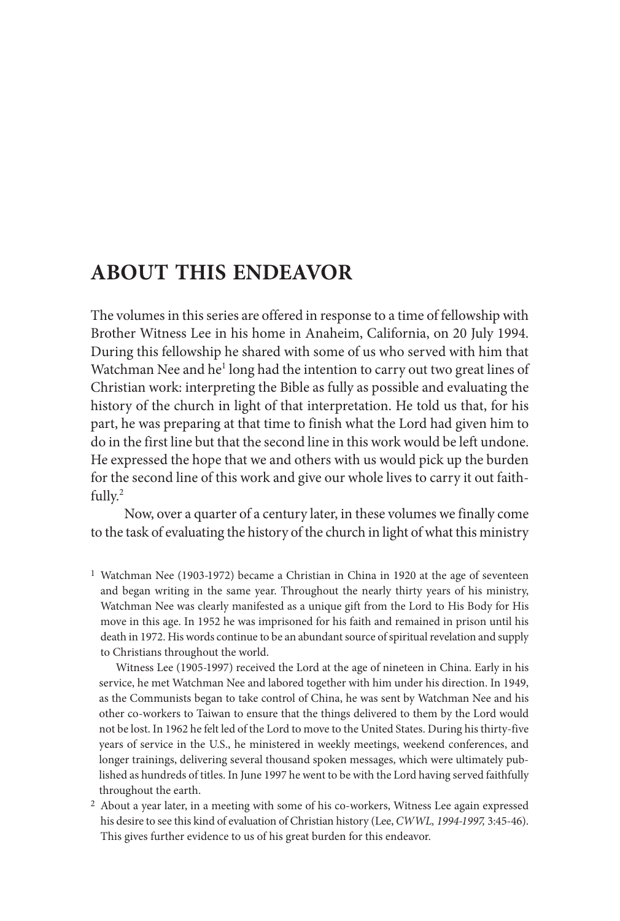# ABOUT THIS ENDEAVOR

The volumes in this series are offered in response to a time of fellowship with Brother Witness Lee in his home in Anaheim, California, on 20 July 1994. During this fellowship he shared with some of us who served with him that Watchman Nee and he[1] long had the intention to carry out two great lines of Christian work: interpreting the Bible as fully as possible and evaluating the history of the church in light of that interpretation. He told us that, for his part, he was preparing at that time to finish what the Lord had given him to do in the first line but that the second line in this work would be left undone. He expressed the hope that we and others with us would pick up the burden for the second line of this work and give our whole lives to carry it out faithfully.[2]

Now, over a quarter of a century later, in these volumes we finally come to the task of evaluating the history of the church in light of what this ministry

[1] Watchman Nee (1903-1972) became a Christian in China in 1920 at the age of seventeen and began writing in the same year. Throughout the nearly thirty years of his ministry, Watchman Nee was clearly manifested as a unique gift from the Lord to His Body for His move in this age. In 1952 he was imprisoned for his faith and remained in prison until his death in 1972. His words continue to be an abundant source of spiritual revelation and supply to Christians throughout the world.

Witness Lee (1905-1997) received the Lord at the age of nineteen in China. Early in his service, he met Watchman Nee and labored together with him under his direction. In 1949, as the Communists began to take control of China, he was sent by Watchman Nee and his other co-workers to Taiwan to ensure that the things delivered to them by the Lord would not be lost. In 1962 he felt led of the Lord to move to the United States. During his thirty-five years of service in the U.S., he ministered in weekly meetings, weekend conferences, and longer trainings, delivering several thousand spoken messages, which were ultimately published as hundreds of titles. In June 1997 he went to be with the Lord having served faithfully throughout the earth.

[2] About a year later, in a meeting with some of his co-workers, Witness Lee again expressed his desire to see this kind of evaluation of Christian history (Lee, *CWWL, 1994-1997,* 3:45-46). This gives further evidence to us of his great burden for this endeavor.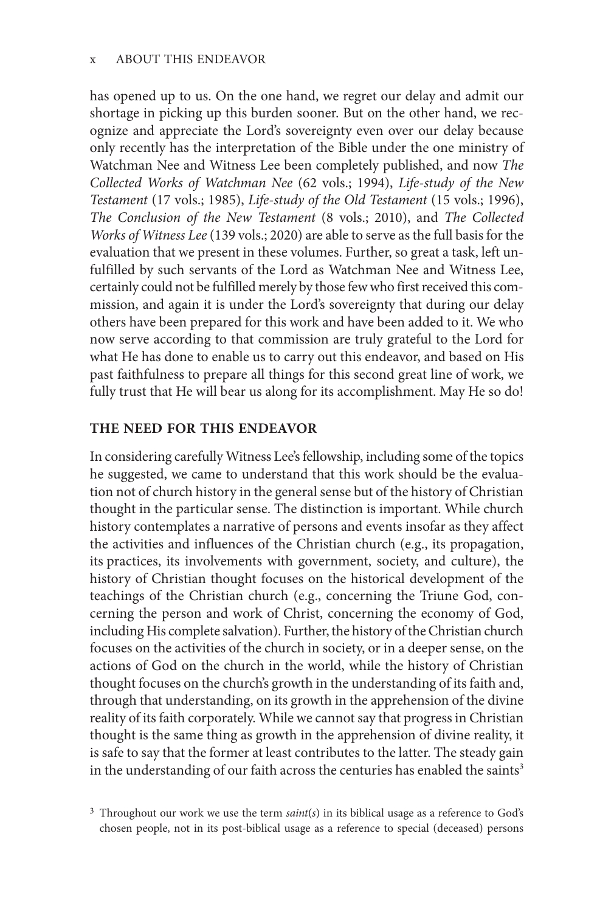has opened up to us. On the one hand, we regret our delay and admit our shortage in picking up this burden sooner. But on the other hand, we recognize and appreciate the Lord's sovereignty even over our delay because only recently has the interpretation of the Bible under the one ministry of Watchman Nee and Witness Lee been completely published, and now *The Collected Works of Watchman Nee* (62 vols.; 1994), *Life-study of the New Testament* (17 vols.; 1985), *Life-study of the Old Testament* (15 vols.; 1996), *The Conclusion of the New Testament* (8 vols.; 2010), and *The Collected Works of Witness Lee* (139 vols.; 2020) are able to serve as the full basis for the evaluation that we present in these volumes. Further, so great a task, left unfulfilled by such servants of the Lord as Watchman Nee and Witness Lee, certainly could not be fulfilled merely by those few who first received this commission, and again it is under the Lord's sovereignty that during our delay others have been prepared for this work and have been added to it. We who now serve according to that commission are truly grateful to the Lord for what He has done to enable us to carry out this endeavor, and based on His past faithfulness to prepare all things for this second great line of work, we fully trust that He will bear us along for its accomplishment. May He so do!

## THE NEED FOR THIS ENDEAVOR

In considering carefully Witness Lee's fellowship, including some of the topics he suggested, we came to understand that this work should be the evaluation not of church history in the general sense but of the history of Christian thought in the particular sense. The distinction is important. While church history contemplates a narrative of persons and events insofar as they affect the activities and influences of the Christian church (e.g., its propagation, its practices, its involvements with government, society, and culture), the history of Christian thought focuses on the historical development of the teachings of the Christian church (e.g., concerning the Triune God, concerning the person and work of Christ, concerning the economy of God, including His complete salvation). Further, the history of the Christian church focuses on the activities of the church in society, or in a deeper sense, on the actions of God on the church in the world, while the history of Christian thought focuses on the church's growth in the understanding of its faith and, through that understanding, on its growth in the apprehension of the divine reality of its faith corporately. While we cannot say that progress in Christian thought is the same thing as growth in the apprehension of divine reality, it is safe to say that the former at least contributes to the latter. The steady gain in the understanding of our faith across the centuries has enabled the saints[3]

[3] Throughout our work we use the term *saint(s)* in its biblical usage as a reference to God's chosen people, not in its post-biblical usage as a reference to special (deceased) persons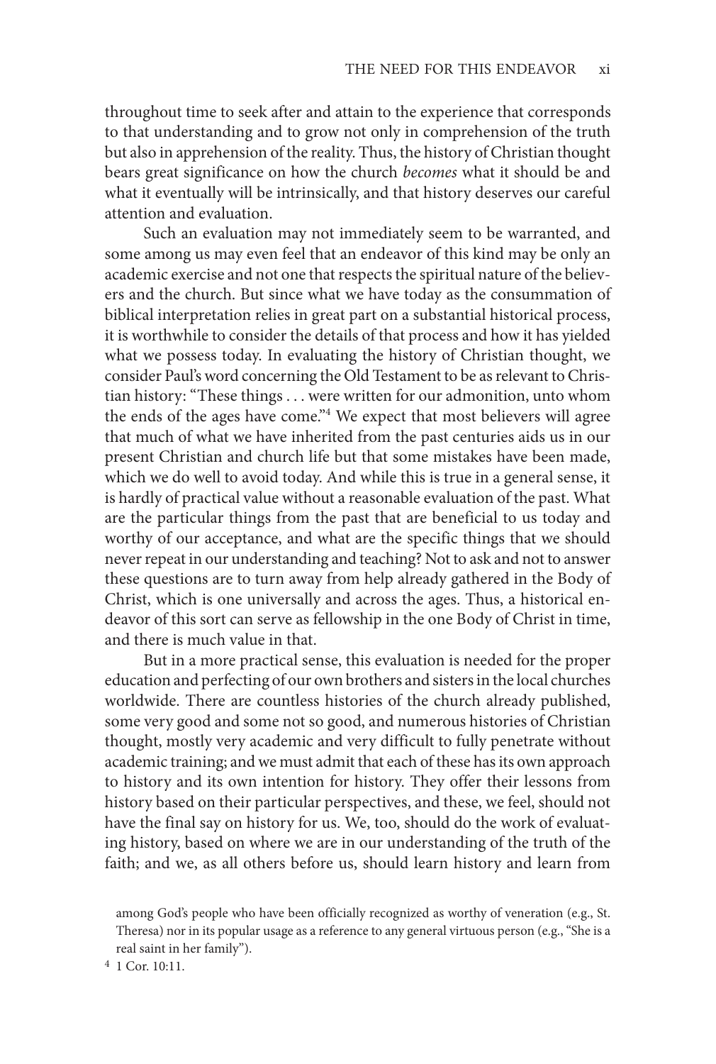throughout time to seek after and attain to the experience that corresponds to that understanding and to grow not only in comprehension of the truth but also in apprehension of the reality. Thus, the history of Christian thought bears great significance on how the church *becomes* what it should be and what it eventually will be intrinsically, and that history deserves our careful attention and evaluation.

Such an evaluation may not immediately seem to be warranted, and some among us may even feel that an endeavor of this kind may be only an academic exercise and not one that respects the spiritual nature of the believers and the church. But since what we have today as the consummation of biblical interpretation relies in great part on a substantial historical process, it is worthwhile to consider the details of that process and how it has yielded what we possess today. In evaluating the history of Christian thought, we consider Paul's word concerning the Old Testament to be as relevant to Christian history: "These things . . . were written for our admonition, unto whom the ends of the ages have come."[4] We expect that most believers will agree that much of what we have inherited from the past centuries aids us in our present Christian and church life but that some mistakes have been made, which we do well to avoid today. And while this is true in a general sense, it is hardly of practical value without a reasonable evaluation of the past. What are the particular things from the past that are beneficial to us today and worthy of our acceptance, and what are the specific things that we should never repeat in our understanding and teaching? Not to ask and not to answer these questions are to turn away from help already gathered in the Body of Christ, which is one universally and across the ages. Thus, a historical endeavor of this sort can serve as fellowship in the one Body of Christ in time, and there is much value in that.

But in a more practical sense, this evaluation is needed for the proper education and perfecting of our own brothers and sisters in the local churches worldwide. There are countless histories of the church already published, some very good and some not so good, and numerous histories of Christian thought, mostly very academic and very difficult to fully penetrate without academic training; and we must admit that each of these has its own approach to history and its own intention for history. They offer their lessons from history based on their particular perspectives, and these, we feel, should not have the final say on history for us. We, too, should do the work of evaluating history, based on where we are in our understanding of the truth of the faith; and we, as all others before us, should learn history and learn from

among God's people who have been officially recognized as worthy of veneration (e.g., St. Theresa) nor in its popular usage as a reference to any general virtuous person (e.g., "She is a real saint in her family").

[4] 1 Cor. 10:11.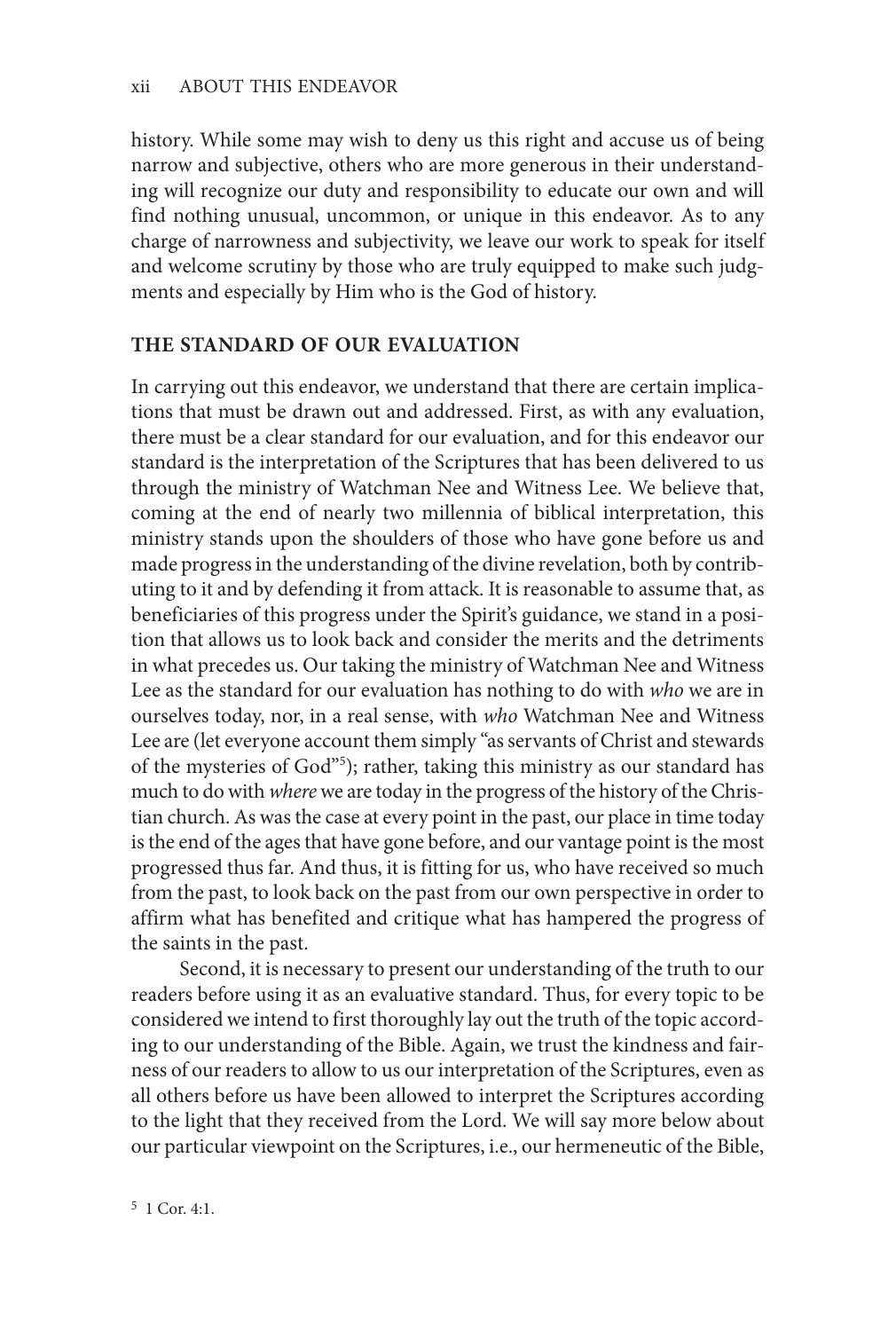history. While some may wish to deny us this right and accuse us of being narrow and subjective, others who are more generous in their understanding will recognize our duty and responsibility to educate our own and will find nothing unusual, uncommon, or unique in this endeavor. As to any charge of narrowness and subjectivity, we leave our work to speak for itself and welcome scrutiny by those who are truly equipped to make such judgments and especially by Him who is the God of history.

## THE STANDARD OF OUR EVALUATION

In carrying out this endeavor, we understand that there are certain implications that must be drawn out and addressed. First, as with any evaluation, there must be a clear standard for our evaluation, and for this endeavor our standard is the interpretation of the Scriptures that has been delivered to us through the ministry of Watchman Nee and Witness Lee. We believe that, coming at the end of nearly two millennia of biblical interpretation, this ministry stands upon the shoulders of those who have gone before us and made progress in the understanding of the divine revelation, both by contributing to it and by defending it from attack. It is reasonable to assume that, as beneficiaries of this progress under the Spirit's guidance, we stand in a position that allows us to look back and consider the merits and the detriments in what precedes us. Our taking the ministry of Watchman Nee and Witness Lee as the standard for our evaluation has nothing to do with *who* we are in ourselves today, nor, in a real sense, with *who* Watchman Nee and Witness Lee are (let everyone account them simply "as servants of Christ and stewards of the mysteries of God"[5]); rather, taking this ministry as our standard has much to do with *where* we are today in the progress of the history of the Christian church. As was the case at every point in the past, our place in time today is the end of the ages that have gone before, and our vantage point is the most progressed thus far. And thus, it is fitting for us, who have received so much from the past, to look back on the past from our own perspective in order to affirm what has benefited and critique what has hampered the progress of the saints in the past.

Second, it is necessary to present our understanding of the truth to our readers before using it as an evaluative standard. Thus, for every topic to be considered we intend to first thoroughly lay out the truth of the topic according to our understanding of the Bible. Again, we trust the kindness and fairness of our readers to allow to us our interpretation of the Scriptures, even as all others before us have been allowed to interpret the Scriptures according to the light that they received from the Lord. We will say more below about our particular viewpoint on the Scriptures, i.e., our hermeneutic of the Bible,

[5] 1 Cor. 4:1.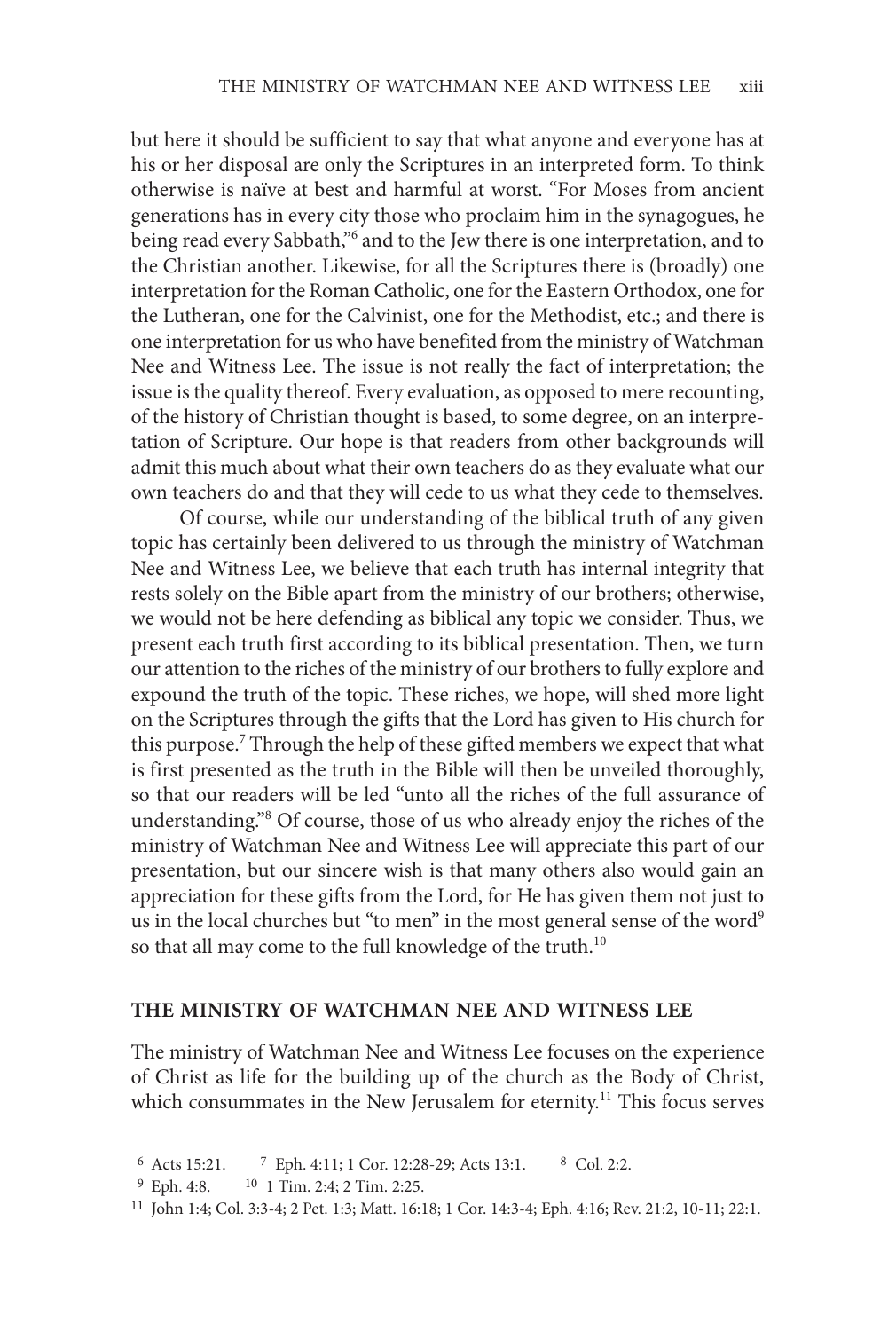but here it should be sufficient to say that what anyone and everyone has at his or her disposal are only the Scriptures in an interpreted form. To think otherwise is naïve at best and harmful at worst. "For Moses from ancient generations has in every city those who proclaim him in the synagogues, he being read every Sabbath,"[6] and to the Jew there is one interpretation, and to the Christian another. Likewise, for all the Scriptures there is (broadly) one interpretation for the Roman Catholic, one for the Eastern Orthodox, one for the Lutheran, one for the Calvinist, one for the Methodist, etc.; and there is one interpretation for us who have benefited from the ministry of Watchman Nee and Witness Lee. The issue is not really the fact of interpretation; the issue is the quality thereof. Every evaluation, as opposed to mere recounting, of the history of Christian thought is based, to some degree, on an interpretation of Scripture. Our hope is that readers from other backgrounds will admit this much about what their own teachers do as they evaluate what our own teachers do and that they will cede to us what they cede to themselves.

Of course, while our understanding of the biblical truth of any given topic has certainly been delivered to us through the ministry of Watchman Nee and Witness Lee, we believe that each truth has internal integrity that rests solely on the Bible apart from the ministry of our brothers; otherwise, we would not be here defending as biblical any topic we consider. Thus, we present each truth first according to its biblical presentation. Then, we turn our attention to the riches of the ministry of our brothers to fully explore and expound the truth of the topic. These riches, we hope, will shed more light on the Scriptures through the gifts that the Lord has given to His church for this purpose.[7] Through the help of these gifted members we expect that what is first presented as the truth in the Bible will then be unveiled thoroughly, so that our readers will be led "unto all the riches of the full assurance of understanding."[8] Of course, those of us who already enjoy the riches of the ministry of Watchman Nee and Witness Lee will appreciate this part of our presentation, but our sincere wish is that many others also would gain an appreciation for these gifts from the Lord, for He has given them not just to us in the local churches but "to men" in the most general sense of the word[9] so that all may come to the full knowledge of the truth.[10]

## THE MINISTRY OF WATCHMAN NEE AND WITNESS LEE

The ministry of Watchman Nee and Witness Lee focuses on the experience of Christ as life for the building up of the church as the Body of Christ, which consummates in the New Jerusalem for eternity.[11] This focus serves

---

[6] Acts 15:21. [7] Eph. 4:11; 1 Cor. 12:28-29; Acts 13:1. [8] Col. 2:2.

[9] Eph. 4:8. [10] 1 Tim. 2:4; 2 Tim. 2:25.

[11] John 1:4; Col. 3:3-4; 2 Pet. 1:3; Matt. 16:18; 1 Cor. 14:3-4; Eph. 4:16; Rev. 21:2, 10-11; 22:1.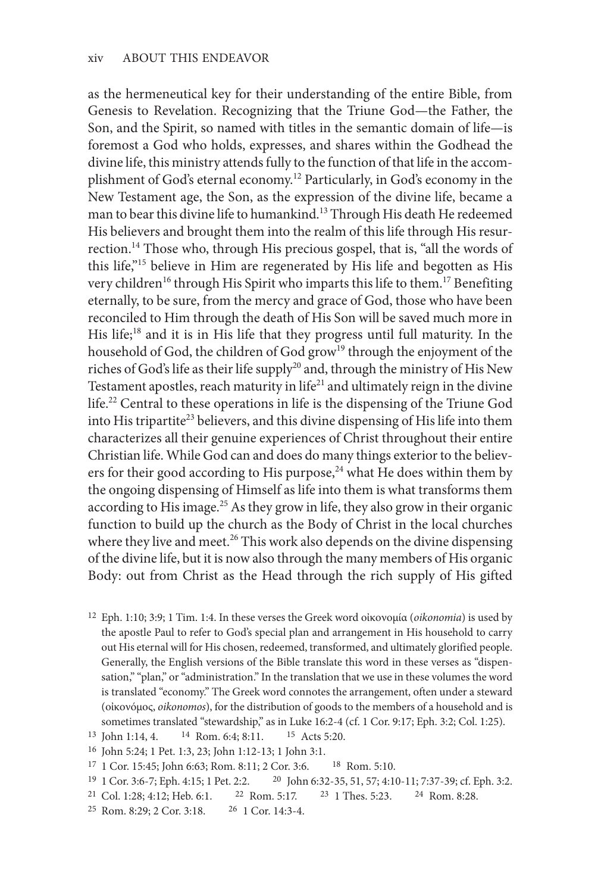as the hermeneutical key for their understanding of the entire Bible, from Genesis to Revelation. Recognizing that the Triune God—the Father, the Son, and the Spirit, so named with titles in the semantic domain of life—is foremost a God who holds, expresses, and shares within the Godhead the divine life, this ministry attends fully to the function of that life in the accomplishment of God's eternal economy.[12] Particularly, in God's economy in the New Testament age, the Son, as the expression of the divine life, became a man to bear this divine life to humankind.[13] Through His death He redeemed His believers and brought them into the realm of this life through His resurrection.[14] Those who, through His precious gospel, that is, "all the words of this life,"[15] believe in Him are regenerated by His life and begotten as His very children[16] through His Spirit who imparts this life to them.[17] Benefiting eternally, to be sure, from the mercy and grace of God, those who have been reconciled to Him through the death of His Son will be saved much more in His life;[18] and it is in His life that they progress until full maturity. In the household of God, the children of God grow[19] through the enjoyment of the riches of God's life as their life supply[20] and, through the ministry of His New Testament apostles, reach maturity in life[21] and ultimately reign in the divine life.[22] Central to these operations in life is the dispensing of the Triune God into His tripartite[23] believers, and this divine dispensing of His life into them characterizes all their genuine experiences of Christ throughout their entire Christian life. While God can and does do many things exterior to the believers for their good according to His purpose,[24] what He does within them by the ongoing dispensing of Himself as life into them is what transforms them according to His image.[25] As they grow in life, they also grow in their organic function to build up the church as the Body of Christ in the local churches where they live and meet.[26] This work also depends on the divine dispensing of the divine life, but it is now also through the many members of His organic Body: out from Christ as the Head through the rich supply of His gifted

[12] Eph. 1:10; 3:9; 1 Tim. 1:4. In these verses the Greek word οἰκονομία (*oikonomia*) is used by the apostle Paul to refer to God's special plan and arrangement in His household to carry out His eternal will for His chosen, redeemed, transformed, and ultimately glorified people. Generally, the English versions of the Bible translate this word in these verses as "dispensation," "plan," or "administration." In the translation that we use in these volumes the word is translated "economy." The Greek word connotes the arrangement, often under a steward (οἰκονόμος, *oikonomos*), for the distribution of goods to the members of a household and is sometimes translated "stewardship," as in Luke 16:2-4 (cf. 1 Cor. 9:17; Eph. 3:2; Col. 1:25).

[13] John 1:14, 4.

[14] Rom. 6:4; 8:11.

[15] Acts 5:20.

[16] John 5:24; 1 Pet. 1:3, 23; John 1:12-13; 1 John 3:1.

[17] 1 Cor. 15:45; John 6:63; Rom. 8:11; 2 Cor. 3:6.

[18] Rom. 5:10.

[19] 1 Cor. 3:6-7; Eph. 4:15; 1 Pet. 2:2.

[20] John 6:32-35, 51, 57; 4:10-11; 7:37-39; cf. Eph. 3:2.

[21] Col. 1:28; 4:12; Heb. 6:1.

[22] Rom. 5:17.

[23] 1 Thes. 5:23.

[24] Rom. 8:28.

[25] Rom. 8:29; 2 Cor. 3:18.

[26] 1 Cor. 14:3-4.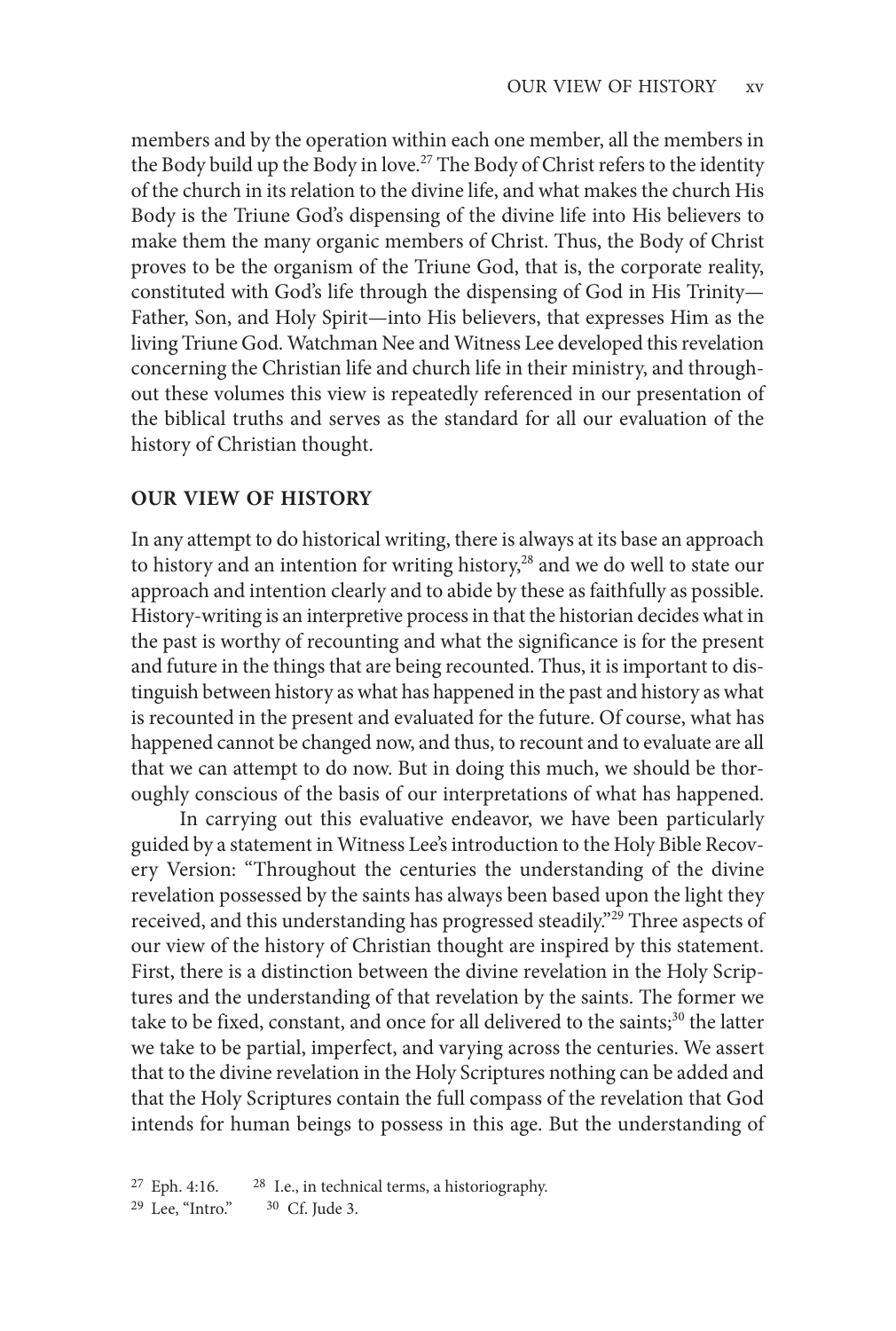members and by the operation within each one member, all the members in the Body build up the Body in love.[27] The Body of Christ refers to the identity of the church in its relation to the divine life, and what makes the church His Body is the Triune God's dispensing of the divine life into His believers to make them the many organic members of Christ. Thus, the Body of Christ proves to be the organism of the Triune God, that is, the corporate reality, constituted with God's life through the dispensing of God in His Trinity—Father, Son, and Holy Spirit—into His believers, that expresses Him as the living Triune God. Watchman Nee and Witness Lee developed this revelation concerning the Christian life and church life in their ministry, and throughout these volumes this view is repeatedly referenced in our presentation of the biblical truths and serves as the standard for all our evaluation of the history of Christian thought.

## OUR VIEW OF HISTORY

In any attempt to do historical writing, there is always at its base an approach to history and an intention for writing history,[28] and we do well to state our approach and intention clearly and to abide by these as faithfully as possible. History-writing is an interpretive process in that the historian decides what in the past is worthy of recounting and what the significance is for the present and future in the things that are being recounted. Thus, it is important to distinguish between history as what has happened in the past and history as what is recounted in the present and evaluated for the future. Of course, what has happened cannot be changed now, and thus, to recount and to evaluate are all that we can attempt to do now. But in doing this much, we should be thoroughly conscious of the basis of our interpretations of what has happened.

In carrying out this evaluative endeavor, we have been particularly guided by a statement in Witness Lee's introduction to the Holy Bible Recovery Version: "Throughout the centuries the understanding of the divine revelation possessed by the saints has always been based upon the light they received, and this understanding has progressed steadily."[29] Three aspects of our view of the history of Christian thought are inspired by this statement. First, there is a distinction between the divine revelation in the Holy Scriptures and the understanding of that revelation by the saints. The former we take to be fixed, constant, and once for all delivered to the saints;[30] the latter we take to be partial, imperfect, and varying across the centuries. We assert that to the divine revelation in the Holy Scriptures nothing can be added and that the Holy Scriptures contain the full compass of the revelation that God intends for human beings to possess in this age. But the understanding of

[27] Eph. 4:16. [28] I.e., in technical terms, a historiography.
[29] Lee, "Intro." [30] Cf. Jude 3.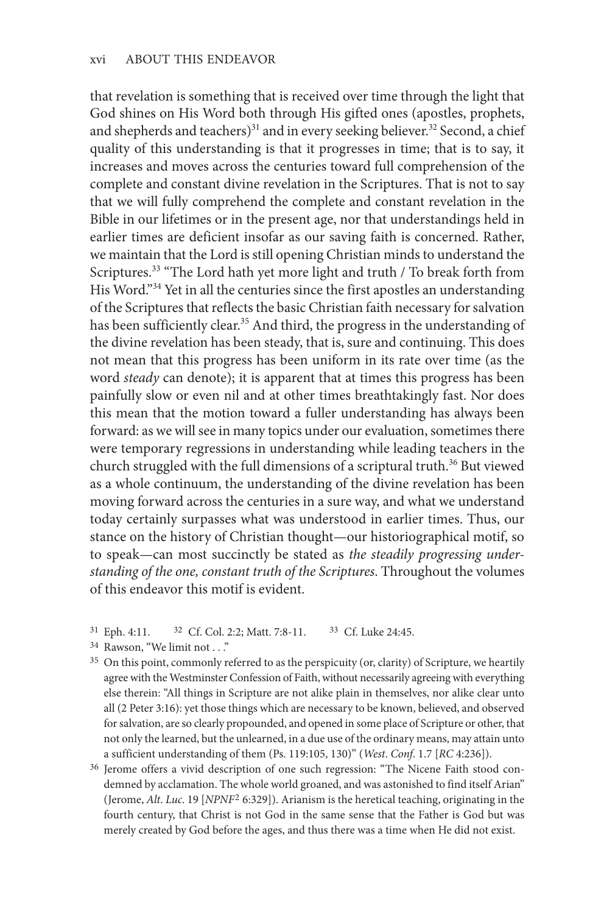that revelation is something that is received over time through the light that God shines on His Word both through His gifted ones (apostles, prophets, and shepherds and teachers)[31] and in every seeking believer.[32] Second, a chief quality of this understanding is that it progresses in time; that is to say, it increases and moves across the centuries toward full comprehension of the complete and constant divine revelation in the Scriptures. That is not to say that we will fully comprehend the complete and constant revelation in the Bible in our lifetimes or in the present age, nor that understandings held in earlier times are deficient insofar as our saving faith is concerned. Rather, we maintain that the Lord is still opening Christian minds to understand the Scriptures.[33] "The Lord hath yet more light and truth / To break forth from His Word."[34] Yet in all the centuries since the first apostles an understanding of the Scriptures that reflects the basic Christian faith necessary for salvation has been sufficiently clear.[35] And third, the progress in the understanding of the divine revelation has been steady, that is, sure and continuing. This does not mean that this progress has been uniform in its rate over time (as the word *steady* can denote); it is apparent that at times this progress has been painfully slow or even nil and at other times breathtakingly fast. Nor does this mean that the motion toward a fuller understanding has always been forward: as we will see in many topics under our evaluation, sometimes there were temporary regressions in understanding while leading teachers in the church struggled with the full dimensions of a scriptural truth.[36] But viewed as a whole continuum, the understanding of the divine revelation has been moving forward across the centuries in a sure way, and what we understand today certainly surpasses what was understood in earlier times. Thus, our stance on the history of Christian thought—our historiographical motif, so to speak—can most succinctly be stated as *the steadily progressing understanding of the one, constant truth of the Scriptures*. Throughout the volumes of this endeavor this motif is evident.

[31] Eph. 4:11. [32] Cf. Col. 2:2; Matt. 7:8-11. [33] Cf. Luke 24:45.

[34] Rawson, "We limit not . . ."

[35] On this point, commonly referred to as the perspicuity (or, clarity) of Scripture, we heartily agree with the Westminster Confession of Faith, without necessarily agreeing with everything else therein: "All things in Scripture are not alike plain in themselves, nor alike clear unto all (2 Peter 3:16): yet those things which are necessary to be known, believed, and observed for salvation, are so clearly propounded, and opened in some place of Scripture or other, that not only the learned, but the unlearned, in a due use of the ordinary means, may attain unto a sufficient understanding of them (Ps. 119:105, 130)" (*West. Conf.* 1.7 [*RC* 4:236]).

[36] Jerome offers a vivid description of one such regression: "The Nicene Faith stood condemned by acclamation. The whole world groaned, and was astonished to find itself Arian" (Jerome, *Alt. Luc.* 19 [*NPNF*² 6:329]). Arianism is the heretical teaching, originating in the fourth century, that Christ is not God in the same sense that the Father is God but was merely created by God before the ages, and thus there was a time when He did not exist.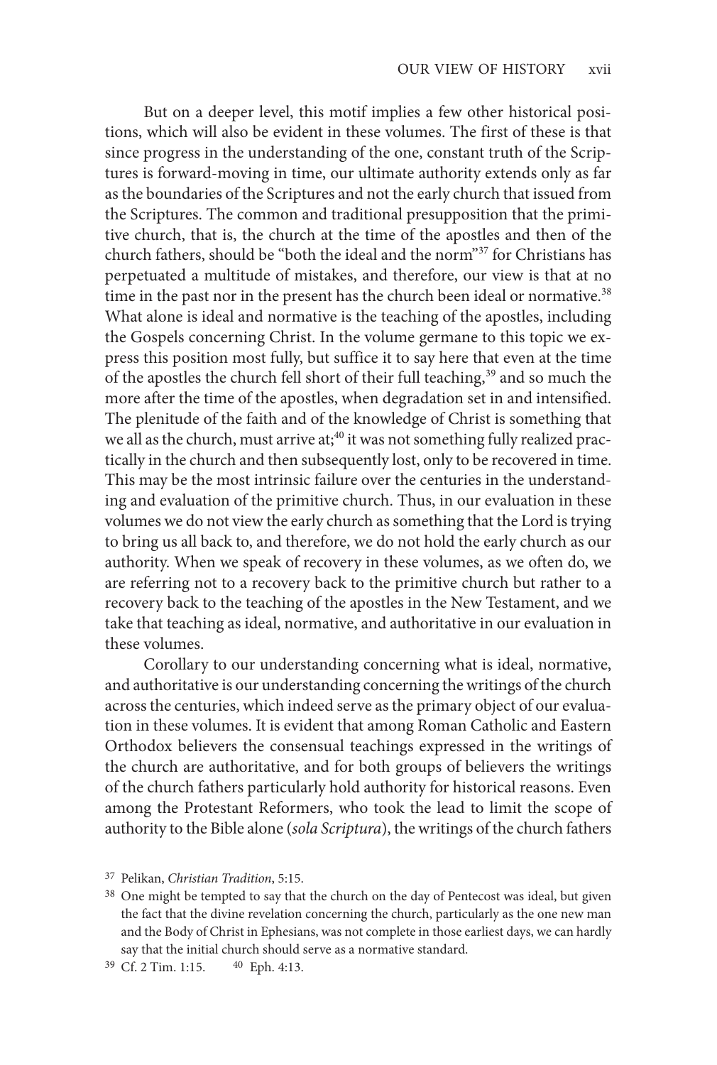But on a deeper level, this motif implies a few other historical positions, which will also be evident in these volumes. The first of these is that since progress in the understanding of the one, constant truth of the Scriptures is forward-moving in time, our ultimate authority extends only as far as the boundaries of the Scriptures and not the early church that issued from the Scriptures. The common and traditional presupposition that the primitive church, that is, the church at the time of the apostles and then of the church fathers, should be "both the ideal and the norm"[37] for Christians has perpetuated a multitude of mistakes, and therefore, our view is that at no time in the past nor in the present has the church been ideal or normative.[38] What alone is ideal and normative is the teaching of the apostles, including the Gospels concerning Christ. In the volume germane to this topic we express this position most fully, but suffice it to say here that even at the time of the apostles the church fell short of their full teaching,[39] and so much the more after the time of the apostles, when degradation set in and intensified. The plenitude of the faith and of the knowledge of Christ is something that we all as the church, must arrive at;[40] it was not something fully realized practically in the church and then subsequently lost, only to be recovered in time. This may be the most intrinsic failure over the centuries in the understanding and evaluation of the primitive church. Thus, in our evaluation in these volumes we do not view the early church as something that the Lord is trying to bring us all back to, and therefore, we do not hold the early church as our authority. When we speak of recovery in these volumes, as we often do, we are referring not to a recovery back to the primitive church but rather to a recovery back to the teaching of the apostles in the New Testament, and we take that teaching as ideal, normative, and authoritative in our evaluation in these volumes.

Corollary to our understanding concerning what is ideal, normative, and authoritative is our understanding concerning the writings of the church across the centuries, which indeed serve as the primary object of our evaluation in these volumes. It is evident that among Roman Catholic and Eastern Orthodox believers the consensual teachings expressed in the writings of the church are authoritative, and for both groups of believers the writings of the church fathers particularly hold authority for historical reasons. Even among the Protestant Reformers, who took the lead to limit the scope of authority to the Bible alone (*sola Scriptura*), the writings of the church fathers

[37] Pelikan, *Christian Tradition*, 5:15.

[38] One might be tempted to say that the church on the day of Pentecost was ideal, but given the fact that the divine revelation concerning the church, particularly as the one new man and the Body of Christ in Ephesians, was not complete in those earliest days, we can hardly say that the initial church should serve as a normative standard.

[39] Cf. 2 Tim. 1:15.

[40] Eph. 4:13.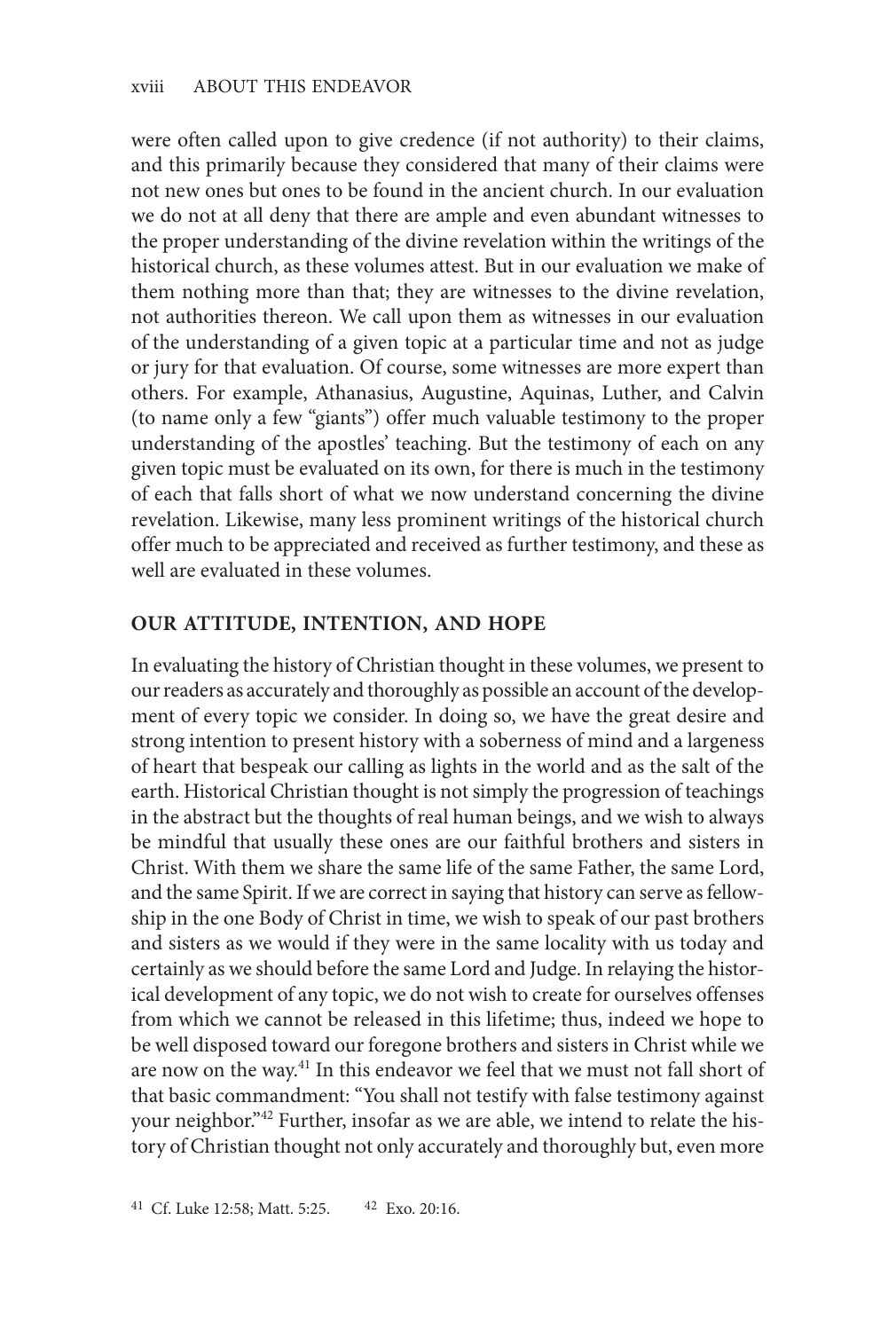were often called upon to give credence (if not authority) to their claims, and this primarily because they considered that many of their claims were not new ones but ones to be found in the ancient church. In our evaluation we do not at all deny that there are ample and even abundant witnesses to the proper understanding of the divine revelation within the writings of the historical church, as these volumes attest. But in our evaluation we make of them nothing more than that; they are witnesses to the divine revelation, not authorities thereon. We call upon them as witnesses in our evaluation of the understanding of a given topic at a particular time and not as judge or jury for that evaluation. Of course, some witnesses are more expert than others. For example, Athanasius, Augustine, Aquinas, Luther, and Calvin (to name only a few "giants") offer much valuable testimony to the proper understanding of the apostles' teaching. But the testimony of each on any given topic must be evaluated on its own, for there is much in the testimony of each that falls short of what we now understand concerning the divine revelation. Likewise, many less prominent writings of the historical church offer much to be appreciated and received as further testimony, and these as well are evaluated in these volumes.

## OUR ATTITUDE, INTENTION, AND HOPE

In evaluating the history of Christian thought in these volumes, we present to our readers as accurately and thoroughly as possible an account of the development of every topic we consider. In doing so, we have the great desire and strong intention to present history with a soberness of mind and a largeness of heart that bespeak our calling as lights in the world and as the salt of the earth. Historical Christian thought is not simply the progression of teachings in the abstract but the thoughts of real human beings, and we wish to always be mindful that usually these ones are our faithful brothers and sisters in Christ. With them we share the same life of the same Father, the same Lord, and the same Spirit. If we are correct in saying that history can serve as fellowship in the one Body of Christ in time, we wish to speak of our past brothers and sisters as we would if they were in the same locality with us today and certainly as we should before the same Lord and Judge. In relaying the historical development of any topic, we do not wish to create for ourselves offenses from which we cannot be released in this lifetime; thus, indeed we hope to be well disposed toward our foregone brothers and sisters in Christ while we are now on the way.[41] In this endeavor we feel that we must not fall short of that basic commandment: "You shall not testify with false testimony against your neighbor."[42] Further, insofar as we are able, we intend to relate the history of Christian thought not only accurately and thoroughly but, even more

[41] Cf. Luke 12:58; Matt. 5:25. [42] Exo. 20:16.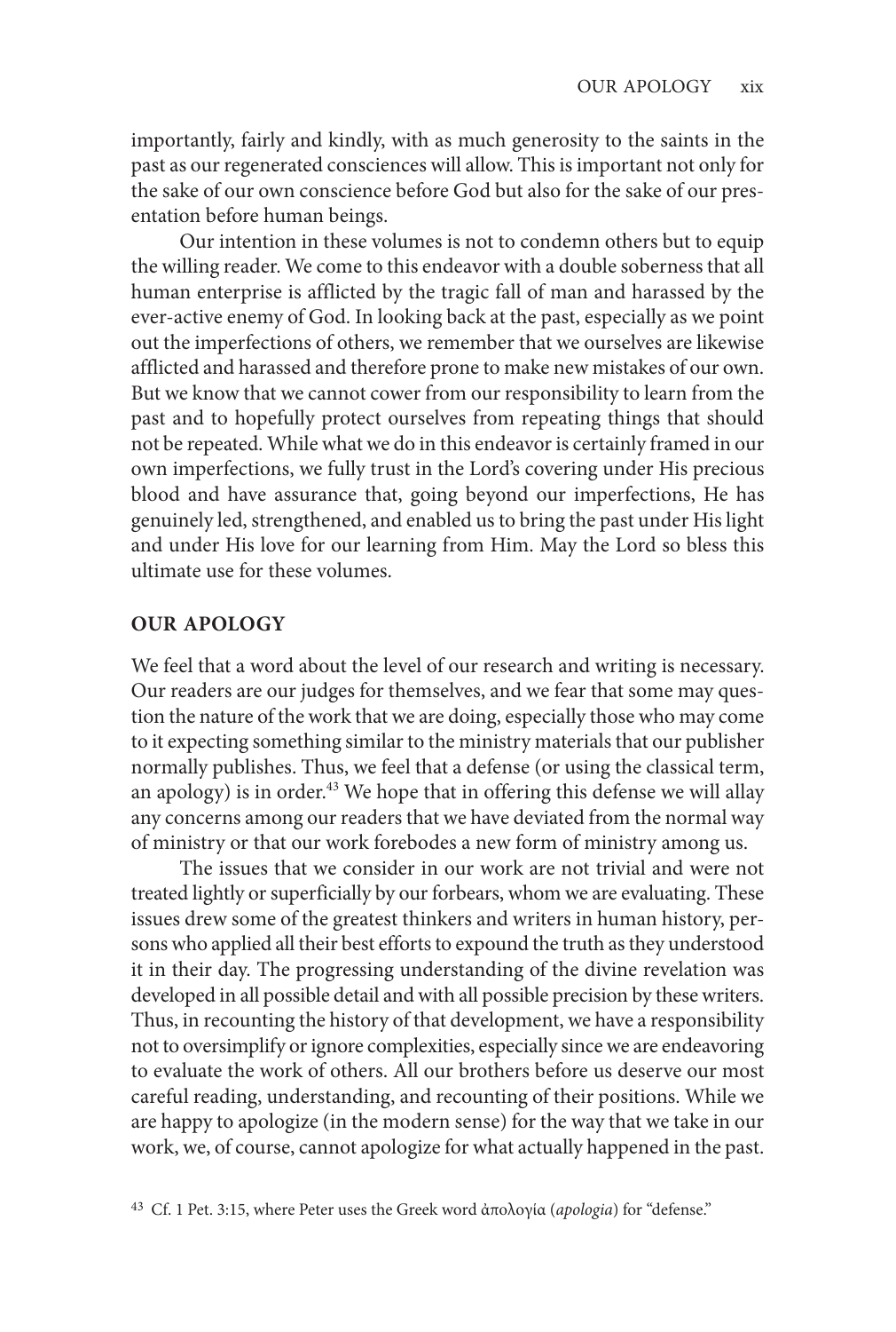importantly, fairly and kindly, with as much generosity to the saints in the past as our regenerated consciences will allow. This is important not only for the sake of our own conscience before God but also for the sake of our presentation before human beings.

Our intention in these volumes is not to condemn others but to equip the willing reader. We come to this endeavor with a double soberness that all human enterprise is afflicted by the tragic fall of man and harassed by the ever-active enemy of God. In looking back at the past, especially as we point out the imperfections of others, we remember that we ourselves are likewise afflicted and harassed and therefore prone to make new mistakes of our own. But we know that we cannot cower from our responsibility to learn from the past and to hopefully protect ourselves from repeating things that should not be repeated. While what we do in this endeavor is certainly framed in our own imperfections, we fully trust in the Lord's covering under His precious blood and have assurance that, going beyond our imperfections, He has genuinely led, strengthened, and enabled us to bring the past under His light and under His love for our learning from Him. May the Lord so bless this ultimate use for these volumes.

## OUR APOLOGY

We feel that a word about the level of our research and writing is necessary. Our readers are our judges for themselves, and we fear that some may question the nature of the work that we are doing, especially those who may come to it expecting something similar to the ministry materials that our publisher normally publishes. Thus, we feel that a defense (or using the classical term, an apology) is in order.[43] We hope that in offering this defense we will allay any concerns among our readers that we have deviated from the normal way of ministry or that our work forebodes a new form of ministry among us.

The issues that we consider in our work are not trivial and were not treated lightly or superficially by our forbears, whom we are evaluating. These issues drew some of the greatest thinkers and writers in human history, persons who applied all their best efforts to expound the truth as they understood it in their day. The progressing understanding of the divine revelation was developed in all possible detail and with all possible precision by these writers. Thus, in recounting the history of that development, we have a responsibility not to oversimplify or ignore complexities, especially since we are endeavoring to evaluate the work of others. All our brothers before us deserve our most careful reading, understanding, and recounting of their positions. While we are happy to apologize (in the modern sense) for the way that we take in our work, we, of course, cannot apologize for what actually happened in the past.

[43] Cf. 1 Pet. 3:15, where Peter uses the Greek word ἀπολογία (*apologia*) for "defense."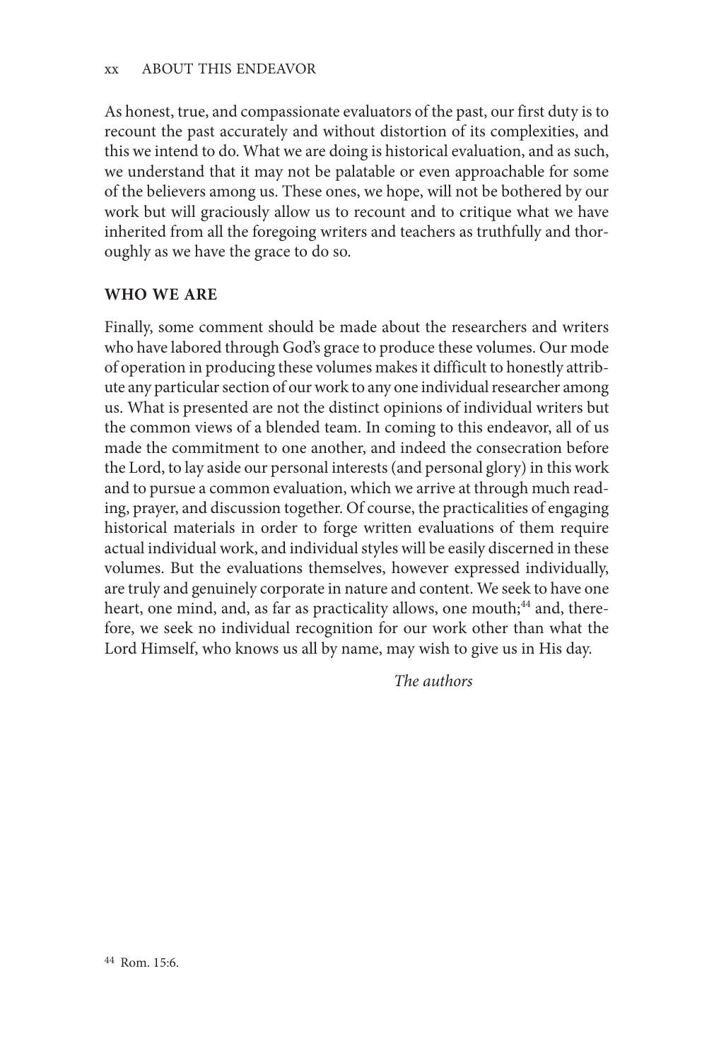As honest, true, and compassionate evaluators of the past, our first duty is to recount the past accurately and without distortion of its complexities, and this we intend to do. What we are doing is historical evaluation, and as such, we understand that it may not be palatable or even approachable for some of the believers among us. These ones, we hope, will not be bothered by our work but will graciously allow us to recount and to critique what we have inherited from all the foregoing writers and teachers as truthfully and thoroughly as we have the grace to do so.

## WHO WE ARE

Finally, some comment should be made about the researchers and writers who have labored through God's grace to produce these volumes. Our mode of operation in producing these volumes makes it difficult to honestly attribute any particular section of our work to any one individual researcher among us. What is presented are not the distinct opinions of individual writers but the common views of a blended team. In coming to this endeavor, all of us made the commitment to one another, and indeed the consecration before the Lord, to lay aside our personal interests (and personal glory) in this work and to pursue a common evaluation, which we arrive at through much reading, prayer, and discussion together. Of course, the practicalities of engaging historical materials in order to forge written evaluations of them require actual individual work, and individual styles will be easily discerned in these volumes. But the evaluations themselves, however expressed individually, are truly and genuinely corporate in nature and content. We seek to have one heart, one mind, and, as far as practicality allows, one mouth;[44] and, therefore, we seek no individual recognition for our work other than what the Lord Himself, who knows us all by name, may wish to give us in His day.

*The authors*

[44] Rom. 15:6.